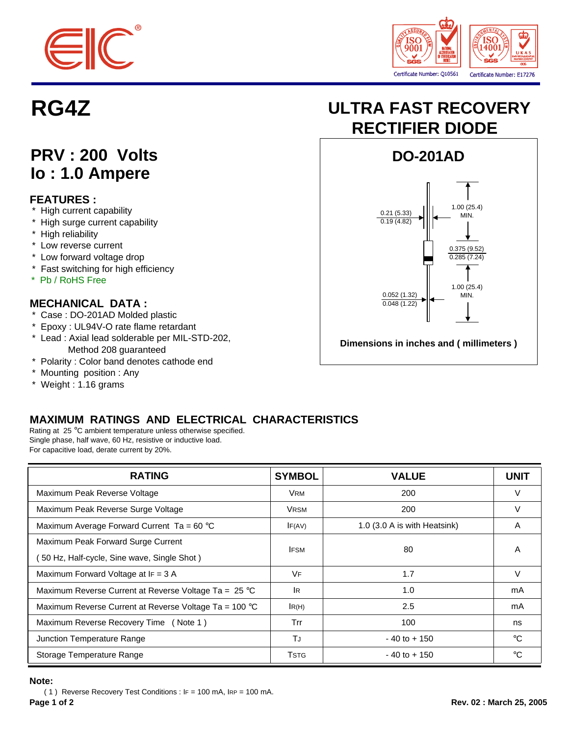# RG4Z

## ULTRA FAST RECOVERY RECTIFIER DIODE

## PRV : 200 Volts
## Io : 1.0 Ampere

### FEATURES :
* High current capability
* High surge current capability
* High reliability
* Low reverse current
* Low forward voltage drop
* Fast switching for high efficiency
* Pb / RoHS Free

### MECHANICAL DATA :
* Case : DO-201AD Molded plastic
* Epoxy : UL94V-O rate flame retardant
* Lead : Axial lead solderable per MIL-STD-202, Method 208 guaranteed
* Polarity : Color band denotes cathode end
* Mounting position : Any
* Weight : 1.16 grams

**DO-201AD**

0.21 (5.33)
0.19 (4.82)

1.00 (25.4) MIN.

0.375 (9.52)
0.285 (7.24)

1.00 (25.4) MIN.

0.052 (1.32)
0.048 (1.22)

**Dimensions in inches and ( millimeters )**

## MAXIMUM RATINGS AND ELECTRICAL CHARACTERISTICS

Rating at 25 °C ambient temperature unless otherwise specified.
Single phase, half wave, 60 Hz, resistive or inductive load.
For capacitive load, derate current by 20%.

| RATING | SYMBOL | VALUE | UNIT |
|---|---|---|---|
| Maximum Peak Reverse Voltage | $V_{RM}$ | 200 | V |
| Maximum Peak Reverse Surge Voltage | $V_{RSM}$ | 200 | V |
| Maximum Average Forward Current Ta = 60 °C | $I_{F(AV)}$ | 1.0 (3.0 A is with Heatsink) | A |
| Maximum Peak Forward Surge Current ( 50 Hz, Half-cycle, Sine wave, Single Shot ) | $I_{FSM}$ | 80 | A |
| Maximum Forward Voltage at $I_F$ = 3 A | $V_F$ | 1.7 | V |
| Maximum Reverse Current at Reverse Voltage Ta = 25 °C | $I_R$ | 1.0 | mA |
| Maximum Reverse Current at Reverse Voltage Ta = 100 °C | $I_{R(H)}$ | 2.5 | mA |
| Maximum Reverse Recovery Time ( Note 1 ) | Trr | 100 | ns |
| Junction Temperature Range | $T_J$ | - 40 to + 150 | °C |
| Storage Temperature Range | $T_{STG}$ | - 40 to + 150 | °C |

**Note:**
( 1 ) Reverse Recovery Test Conditions : $I_F$ = 100 mA, $I_{RP}$ = 100 mA.

**Rev. 02 : March 25, 2005**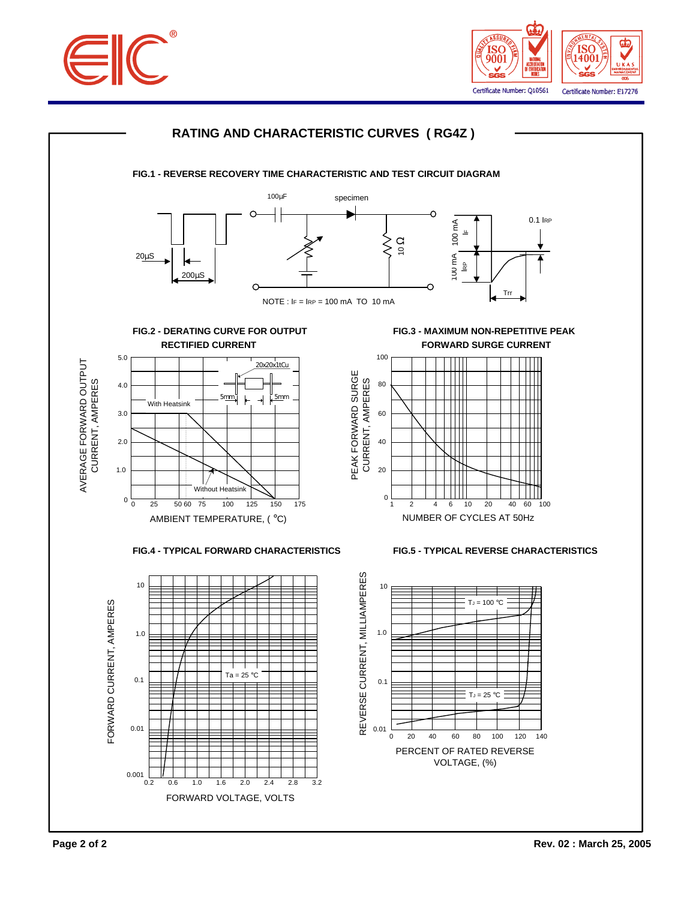# RATING AND CHARACTERISTIC CURVES ( RG4Z )

### FIG.1 - REVERSE RECOVERY TIME CHARACTERISTIC AND TEST CIRCUIT DIAGRAM

100µF

specimen

20µS

200µS

10 Ω

100 mA

IF

100 mA

IRP

0.1 IRP

Trr

NOTE : IF = IRP = 100 mA TO 10 mA

### FIG.2 - DERATING CURVE FOR OUTPUT RECTIFIED CURRENT

AVERAGE FORWARD OUTPUT CURRENT, AMPERES

5.0
4.0
3.0
2.0
1.0
0

20x20x1tCu

5mm

5mm

With Heatsink

Without Heatsink

0 25 50 60 75 100 125 150 175

AMBIENT TEMPERATURE, ( °C)

### FIG.3 - MAXIMUM NON-REPETITIVE PEAK FORWARD SURGE CURRENT

PEAK FORWARD SURGE CURRENT, AMPERES

100
80
60
40
20
0

1 2 4 6 10 20 40 60 100

NUMBER OF CYCLES AT 50Hz

### FIG.4 - TYPICAL FORWARD CHARACTERISTICS

FORWARD CURRENT, AMPERES

10
1.0
0.1
0.01
0.001

Ta = 25 °C

0.2 0.6 1.0 1.6 2.0 2.4 2.8 3.2

FORWARD VOLTAGE, VOLTS

### FIG.5 - TYPICAL REVERSE CHARACTERISTICS

REVERSE CURRENT, MILLIAMPERES

10
1.0
0.1
0.01

TJ = 100 °C

TJ = 25 °C

0 20 40 60 80 100 120 140

PERCENT OF RATED REVERSE VOLTAGE, (%)

Rev. 02 : March 25, 2005